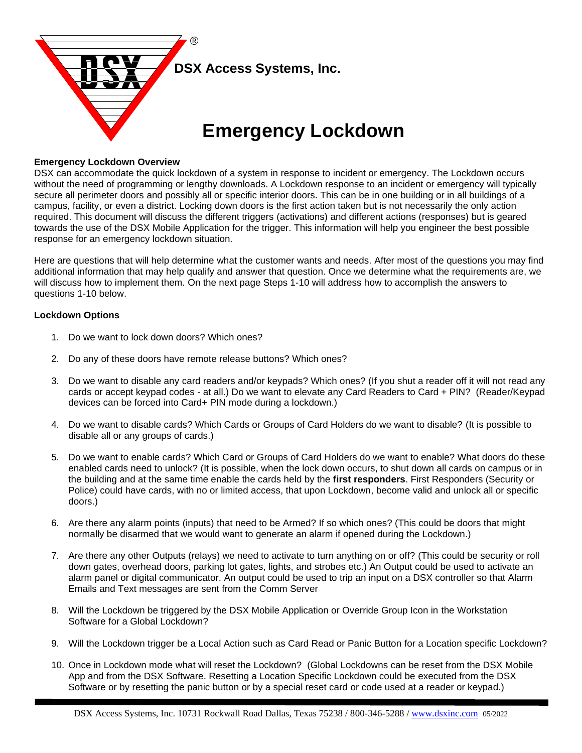DSX Access Systems, Inc.

# Emergency Lockdown

**Emergency Lockdown Overview**

DSX can accommodate the quick lockdown of a system in response to incident or emergency. The Lockdown occurs without the need of programming or lengthy downloads. A Lockdown response to an incident or emergency will typically secure all perimeter doors and possibly all or specific interior doors. This can be in one building or in all buildings of a campus, facility, or even a district. Locking down doors is the first action taken but is not necessarily the only action required. This document will discuss the different triggers (activations) and different actions (responses) but is geared towards the use of the DSX Mobile Application for the trigger. This information will help you engineer the best possible response for an emergency lockdown situation.

Here are questions that will help determine what the customer wants and needs. After most of the questions you may find additional information that may help qualify and answer that question. Once we determine what the requirements are, we will discuss how to implement them. On the next page Steps 1-10 will address how to accomplish the answers to questions 1-10 below.

**Lockdown Options**

1. Do we want to lock down doors? Which ones?
2. Do any of these doors have remote release buttons? Which ones?
3. Do we want to disable any card readers and/or keypads? Which ones? (If you shut a reader off it will not read any cards or accept keypad codes - at all.) Do we want to elevate any Card Readers to Card + PIN? (Reader/Keypad devices can be forced into Card+ PIN mode during a lockdown.)
4. Do we want to disable cards? Which Cards or Groups of Card Holders do we want to disable? (It is possible to disable all or any groups of cards.)
5. Do we want to enable cards? Which Card or Groups of Card Holders do we want to enable? What doors do these enabled cards need to unlock? (It is possible, when the lock down occurs, to shut down all cards on campus or in the building and at the same time enable the cards held by the **first responders**. First Responders (Security or Police) could have cards, with no or limited access, that upon Lockdown, become valid and unlock all or specific doors.)
6. Are there any alarm points (inputs) that need to be Armed? If so which ones? (This could be doors that might normally be disarmed that we would want to generate an alarm if opened during the Lockdown.)
7. Are there any other Outputs (relays) we need to activate to turn anything on or off? (This could be security or roll down gates, overhead doors, parking lot gates, lights, and strobes etc.) An Output could be used to activate an alarm panel or digital communicator. An output could be used to trip an input on a DSX controller so that Alarm Emails and Text messages are sent from the Comm Server
8. Will the Lockdown be triggered by the DSX Mobile Application or Override Group Icon in the Workstation Software for a Global Lockdown?
9. Will the Lockdown trigger be a Local Action such as Card Read or Panic Button for a Location specific Lockdown?
10. Once in Lockdown mode what will reset the Lockdown? (Global Lockdowns can be reset from the DSX Mobile App and from the DSX Software. Resetting a Location Specific Lockdown could be executed from the DSX Software or by resetting the panic button or by a special reset card or code used at a reader or keypad.)

DSX Access Systems, Inc. 10731 Rockwall Road Dallas, Texas 75238 / 800-346-5288 / www.dsxinc.com 05/2022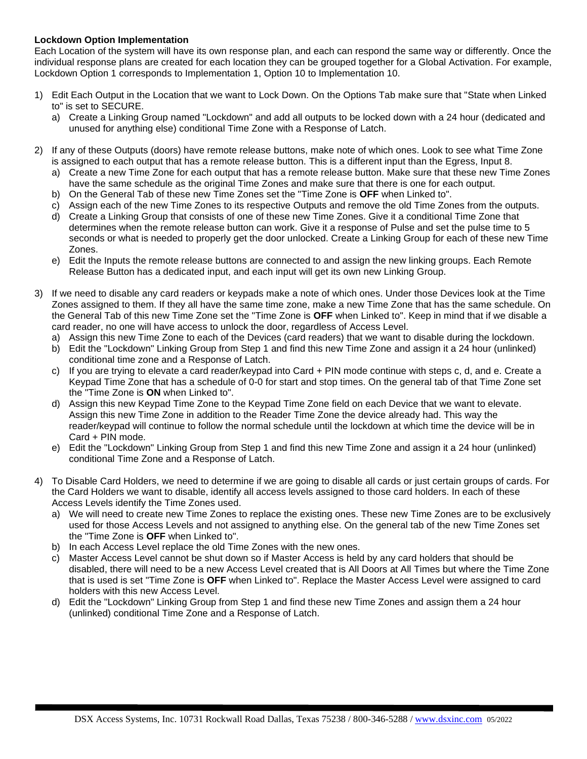**Lockdown Option Implementation**

Each Location of the system will have its own response plan, and each can respond the same way or differently. Once the individual response plans are created for each location they can be grouped together for a Global Activation. For example, Lockdown Option 1 corresponds to Implementation 1, Option 10 to Implementation 10.

1) Edit Each Output in the Location that we want to Lock Down. On the Options Tab make sure that "State when Linked to" is set to SECURE.
   a) Create a Linking Group named "Lockdown" and add all outputs to be locked down with a 24 hour (dedicated and unused for anything else) conditional Time Zone with a Response of Latch.

2) If any of these Outputs (doors) have remote release buttons, make note of which ones. Look to see what Time Zone is assigned to each output that has a remote release button. This is a different input than the Egress, Input 8.
   a) Create a new Time Zone for each output that has a remote release button. Make sure that these new Time Zones have the same schedule as the original Time Zones and make sure that there is one for each output.
   b) On the General Tab of these new Time Zones set the "Time Zone is **OFF** when Linked to".
   c) Assign each of the new Time Zones to its respective Outputs and remove the old Time Zones from the outputs.
   d) Create a Linking Group that consists of one of these new Time Zones. Give it a conditional Time Zone that determines when the remote release button can work. Give it a response of Pulse and set the pulse time to 5 seconds or what is needed to properly get the door unlocked. Create a Linking Group for each of these new Time Zones.
   e) Edit the Inputs the remote release buttons are connected to and assign the new linking groups. Each Remote Release Button has a dedicated input, and each input will get its own new Linking Group.

3) If we need to disable any card readers or keypads make a note of which ones. Under those Devices look at the Time Zones assigned to them. If they all have the same time zone, make a new Time Zone that has the same schedule. On the General Tab of this new Time Zone set the "Time Zone is **OFF** when Linked to". Keep in mind that if we disable a card reader, no one will have access to unlock the door, regardless of Access Level.
   a) Assign this new Time Zone to each of the Devices (card readers) that we want to disable during the lockdown.
   b) Edit the "Lockdown" Linking Group from Step 1 and find this new Time Zone and assign it a 24 hour (unlinked) conditional time zone and a Response of Latch.
   c) If you are trying to elevate a card reader/keypad into Card + PIN mode continue with steps c, d, and e. Create a Keypad Time Zone that has a schedule of 0-0 for start and stop times. On the general tab of that Time Zone set the "Time Zone is **ON** when Linked to".
   d) Assign this new Keypad Time Zone to the Keypad Time Zone field on each Device that we want to elevate. Assign this new Time Zone in addition to the Reader Time Zone the device already had. This way the reader/keypad will continue to follow the normal schedule until the lockdown at which time the device will be in Card + PIN mode.
   e) Edit the "Lockdown" Linking Group from Step 1 and find this new Time Zone and assign it a 24 hour (unlinked) conditional Time Zone and a Response of Latch.

4) To Disable Card Holders, we need to determine if we are going to disable all cards or just certain groups of cards. For the Card Holders we want to disable, identify all access levels assigned to those card holders. In each of these Access Levels identify the Time Zones used.
   a) We will need to create new Time Zones to replace the existing ones. These new Time Zones are to be exclusively used for those Access Levels and not assigned to anything else. On the general tab of the new Time Zones set the "Time Zone is **OFF** when Linked to".
   b) In each Access Level replace the old Time Zones with the new ones.
   c) Master Access Level cannot be shut down so if Master Access is held by any card holders that should be disabled, there will need to be a new Access Level created that is All Doors at All Times but where the Time Zone that is used is set "Time Zone is **OFF** when Linked to". Replace the Master Access Level were assigned to card holders with this new Access Level.
   d) Edit the "Lockdown" Linking Group from Step 1 and find these new Time Zones and assign them a 24 hour (unlinked) conditional Time Zone and a Response of Latch.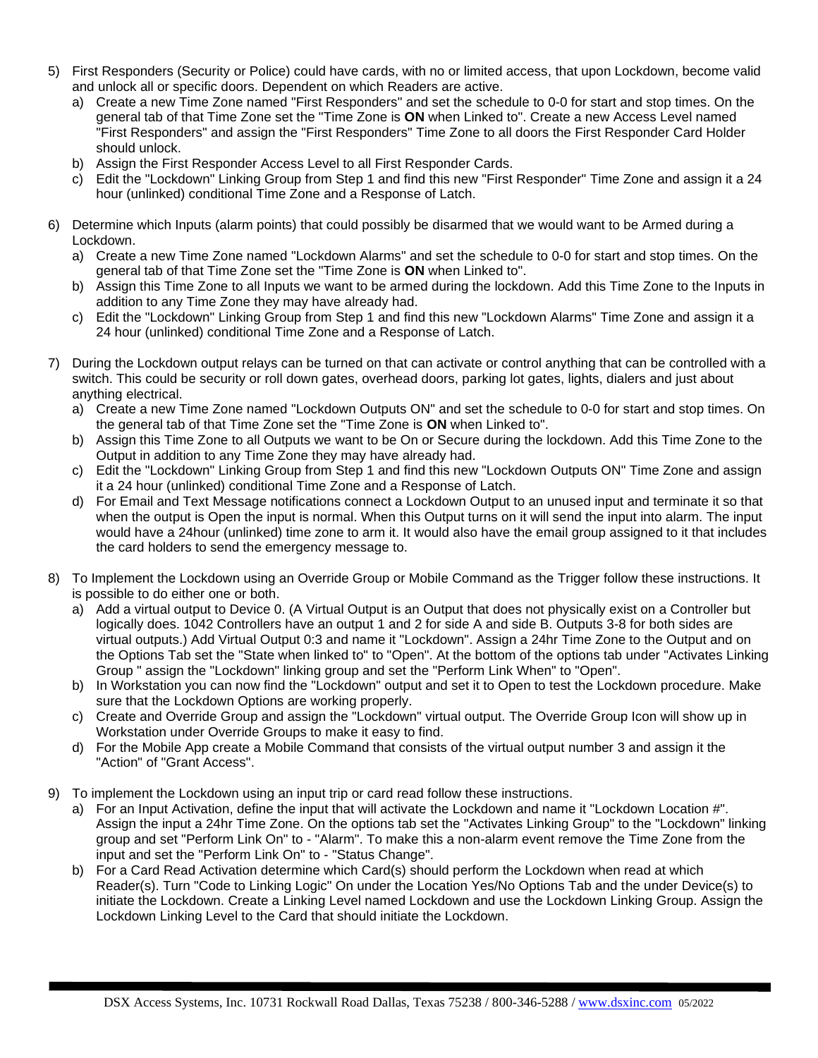5) First Responders (Security or Police) could have cards, with no or limited access, that upon Lockdown, become valid and unlock all or specific doors. Dependent on which Readers are active.
   a) Create a new Time Zone named "First Responders" and set the schedule to 0-0 for start and stop times. On the general tab of that Time Zone set the "Time Zone is **ON** when Linked to". Create a new Access Level named "First Responders" and assign the "First Responders" Time Zone to all doors the First Responder Card Holder should unlock.
   b) Assign the First Responder Access Level to all First Responder Cards.
   c) Edit the "Lockdown" Linking Group from Step 1 and find this new "First Responder" Time Zone and assign it a 24 hour (unlinked) conditional Time Zone and a Response of Latch.

6) Determine which Inputs (alarm points) that could possibly be disarmed that we would want to be Armed during a Lockdown.
   a) Create a new Time Zone named "Lockdown Alarms" and set the schedule to 0-0 for start and stop times. On the general tab of that Time Zone set the "Time Zone is **ON** when Linked to".
   b) Assign this Time Zone to all Inputs we want to be armed during the lockdown. Add this Time Zone to the Inputs in addition to any Time Zone they may have already had.
   c) Edit the "Lockdown" Linking Group from Step 1 and find this new "Lockdown Alarms" Time Zone and assign it a 24 hour (unlinked) conditional Time Zone and a Response of Latch.

7) During the Lockdown output relays can be turned on that can activate or control anything that can be controlled with a switch. This could be security or roll down gates, overhead doors, parking lot gates, lights, dialers and just about anything electrical.
   a) Create a new Time Zone named "Lockdown Outputs ON" and set the schedule to 0-0 for start and stop times. On the general tab of that Time Zone set the "Time Zone is **ON** when Linked to".
   b) Assign this Time Zone to all Outputs we want to be On or Secure during the lockdown. Add this Time Zone to the Output in addition to any Time Zone they may have already had.
   c) Edit the "Lockdown" Linking Group from Step 1 and find this new "Lockdown Outputs ON" Time Zone and assign it a 24 hour (unlinked) conditional Time Zone and a Response of Latch.
   d) For Email and Text Message notifications connect a Lockdown Output to an unused input and terminate it so that when the output is Open the input is normal. When this Output turns on it will send the input into alarm. The input would have a 24hour (unlinked) time zone to arm it. It would also have the email group assigned to it that includes the card holders to send the emergency message to.

8) To Implement the Lockdown using an Override Group or Mobile Command as the Trigger follow these instructions. It is possible to do either one or both.
   a) Add a virtual output to Device 0. (A Virtual Output is an Output that does not physically exist on a Controller but logically does. 1042 Controllers have an output 1 and 2 for side A and side B. Outputs 3-8 for both sides are virtual outputs.) Add Virtual Output 0:3 and name it "Lockdown". Assign a 24hr Time Zone to the Output and on the Options Tab set the "State when linked to" to "Open". At the bottom of the options tab under "Activates Linking Group " assign the "Lockdown" linking group and set the "Perform Link When" to "Open".
   b) In Workstation you can now find the "Lockdown" output and set it to Open to test the Lockdown procedure. Make sure that the Lockdown Options are working properly.
   c) Create and Override Group and assign the "Lockdown" virtual output. The Override Group Icon will show up in Workstation under Override Groups to make it easy to find.
   d) For the Mobile App create a Mobile Command that consists of the virtual output number 3 and assign it the "Action" of "Grant Access".

9) To implement the Lockdown using an input trip or card read follow these instructions.
   a) For an Input Activation, define the input that will activate the Lockdown and name it "Lockdown Location #". Assign the input a 24hr Time Zone. On the options tab set the "Activates Linking Group" to the "Lockdown" linking group and set "Perform Link On" to - "Alarm". To make this a non-alarm event remove the Time Zone from the input and set the "Perform Link On" to - "Status Change".
   b) For a Card Read Activation determine which Card(s) should perform the Lockdown when read at which Reader(s). Turn "Code to Linking Logic" On under the Location Yes/No Options Tab and the under Device(s) to initiate the Lockdown. Create a Linking Level named Lockdown and use the Lockdown Linking Group. Assign the Lockdown Linking Level to the Card that should initiate the Lockdown.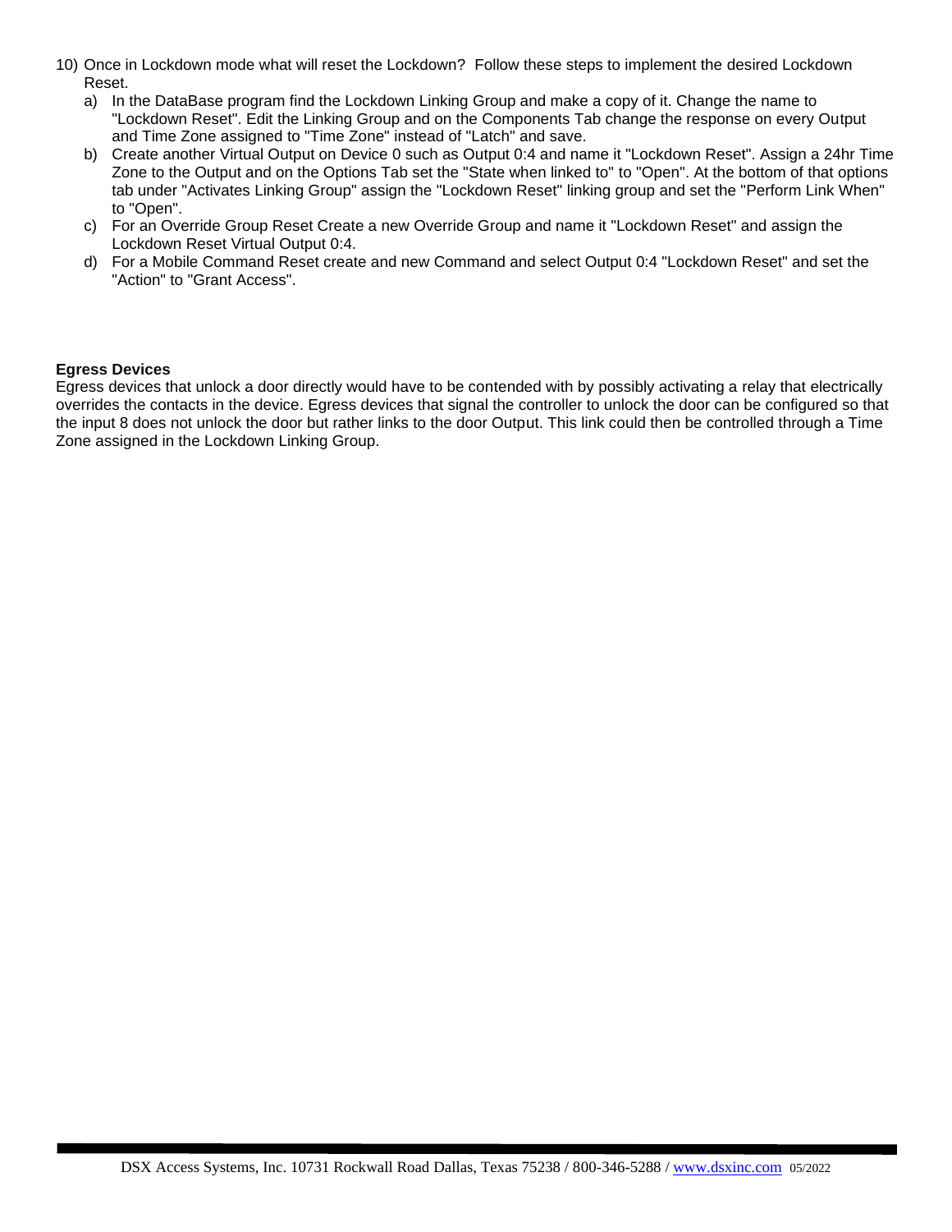10) Once in Lockdown mode what will reset the Lockdown? Follow these steps to implement the desired Lockdown Reset.
    a) In the DataBase program find the Lockdown Linking Group and make a copy of it. Change the name to "Lockdown Reset". Edit the Linking Group and on the Components Tab change the response on every Output and Time Zone assigned to "Time Zone" instead of "Latch" and save.
    b) Create another Virtual Output on Device 0 such as Output 0:4 and name it "Lockdown Reset". Assign a 24hr Time Zone to the Output and on the Options Tab set the "State when linked to" to "Open". At the bottom of that options tab under "Activates Linking Group" assign the "Lockdown Reset" linking group and set the "Perform Link When" to "Open".
    c) For an Override Group Reset Create a new Override Group and name it "Lockdown Reset" and assign the Lockdown Reset Virtual Output 0:4.
    d) For a Mobile Command Reset create and new Command and select Output 0:4 "Lockdown Reset" and set the "Action" to "Grant Access".

**Egress Devices**

Egress devices that unlock a door directly would have to be contended with by possibly activating a relay that electrically overrides the contacts in the device. Egress devices that signal the controller to unlock the door can be configured so that the input 8 does not unlock the door but rather links to the door Output. This link could then be controlled through a Time Zone assigned in the Lockdown Linking Group.